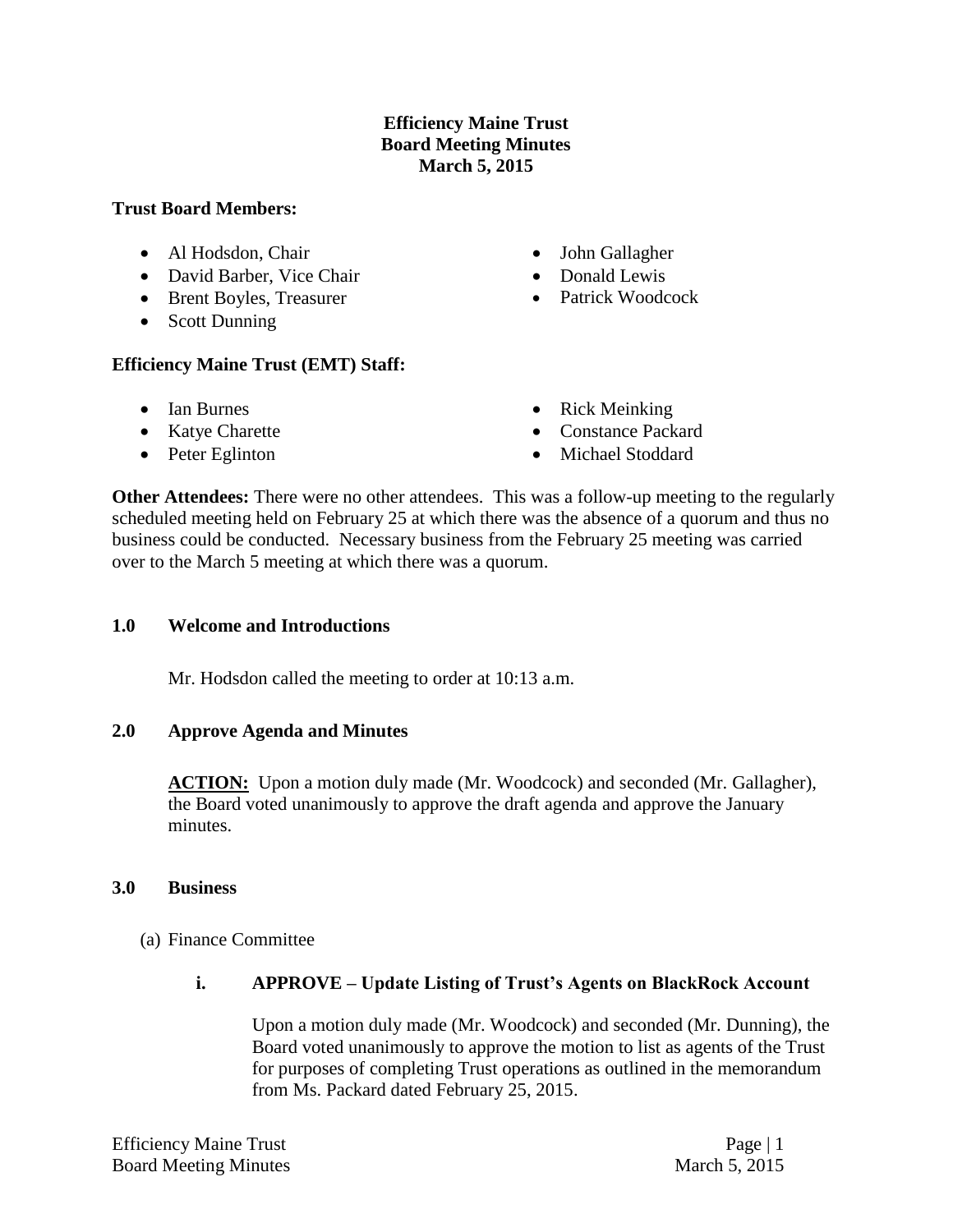**Efficiency Maine Trust**
**Board Meeting Minutes**
**March 5, 2015**

**Trust Board Members:**

- Al Hodsdon, Chair
- David Barber, Vice Chair
- Brent Boyles, Treasurer
- Scott Dunning
- John Gallagher
- Donald Lewis
- Patrick Woodcock

**Efficiency Maine Trust (EMT) Staff:**

- Ian Burnes
- Katye Charette
- Peter Eglinton
- Rick Meinking
- Constance Packard
- Michael Stoddard

**Other Attendees:** There were no other attendees. This was a follow-up meeting to the regularly scheduled meeting held on February 25 at which there was the absence of a quorum and thus no business could be conducted. Necessary business from the February 25 meeting was carried over to the March 5 meeting at which there was a quorum.

## 1.0 Welcome and Introductions

Mr. Hodsdon called the meeting to order at 10:13 a.m.

## 2.0 Approve Agenda and Minutes

**ACTION:** Upon a motion duly made (Mr. Woodcock) and seconded (Mr. Gallagher), the Board voted unanimously to approve the draft agenda and approve the January minutes.

## 3.0 Business

(a) Finance Committee

### i. APPROVE – Update Listing of Trust's Agents on BlackRock Account

Upon a motion duly made (Mr. Woodcock) and seconded (Mr. Dunning), the Board voted unanimously to approve the motion to list as agents of the Trust for purposes of completing Trust operations as outlined in the memorandum from Ms. Packard dated February 25, 2015.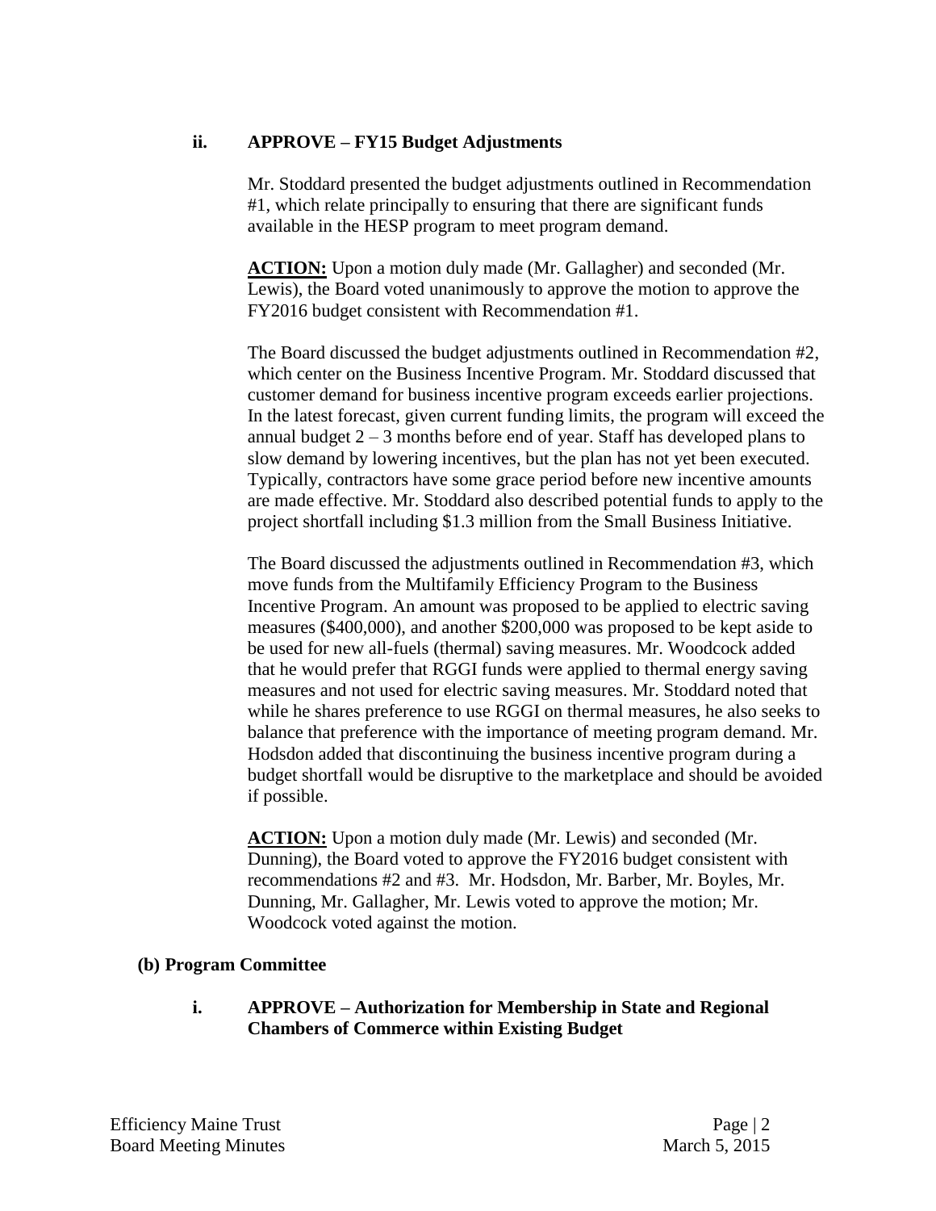### ii. APPROVE – FY15 Budget Adjustments

Mr. Stoddard presented the budget adjustments outlined in Recommendation #1, which relate principally to ensuring that there are significant funds available in the HESP program to meet program demand.

**ACTION:** Upon a motion duly made (Mr. Gallagher) and seconded (Mr. Lewis), the Board voted unanimously to approve the motion to approve the FY2016 budget consistent with Recommendation #1.

The Board discussed the budget adjustments outlined in Recommendation #2, which center on the Business Incentive Program. Mr. Stoddard discussed that customer demand for business incentive program exceeds earlier projections. In the latest forecast, given current funding limits, the program will exceed the annual budget 2 – 3 months before end of year. Staff has developed plans to slow demand by lowering incentives, but the plan has not yet been executed. Typically, contractors have some grace period before new incentive amounts are made effective. Mr. Stoddard also described potential funds to apply to the project shortfall including $1.3 million from the Small Business Initiative.

The Board discussed the adjustments outlined in Recommendation #3, which move funds from the Multifamily Efficiency Program to the Business Incentive Program. An amount was proposed to be applied to electric saving measures ($400,000), and another $200,000 was proposed to be kept aside to be used for new all-fuels (thermal) saving measures. Mr. Woodcock added that he would prefer that RGGI funds were applied to thermal energy saving measures and not used for electric saving measures. Mr. Stoddard noted that while he shares preference to use RGGI on thermal measures, he also seeks to balance that preference with the importance of meeting program demand. Mr. Hodsdon added that discontinuing the business incentive program during a budget shortfall would be disruptive to the marketplace and should be avoided if possible.

**ACTION:** Upon a motion duly made (Mr. Lewis) and seconded (Mr. Dunning), the Board voted to approve the FY2016 budget consistent with recommendations #2 and #3. Mr. Hodsdon, Mr. Barber, Mr. Boyles, Mr. Dunning, Mr. Gallagher, Mr. Lewis voted to approve the motion; Mr. Woodcock voted against the motion.

## (b) Program Committee

### i. APPROVE – Authorization for Membership in State and Regional Chambers of Commerce within Existing Budget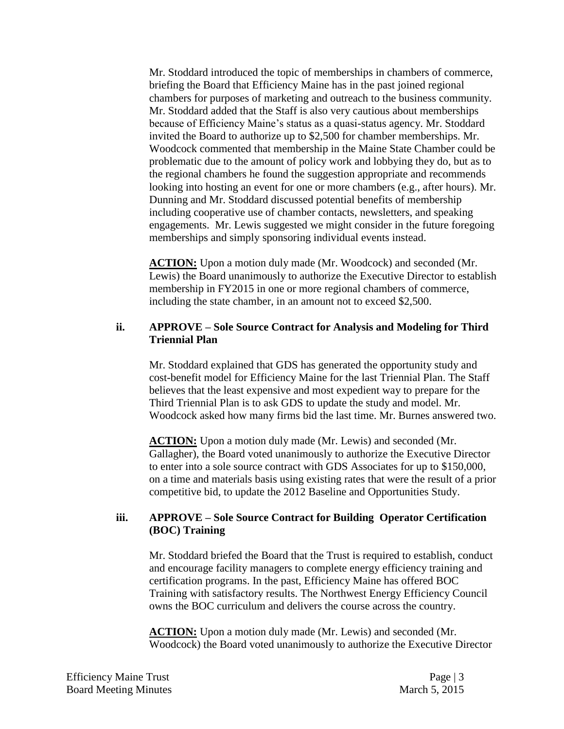Mr. Stoddard introduced the topic of memberships in chambers of commerce, briefing the Board that Efficiency Maine has in the past joined regional chambers for purposes of marketing and outreach to the business community. Mr. Stoddard added that the Staff is also very cautious about memberships because of Efficiency Maine's status as a quasi-status agency. Mr. Stoddard invited the Board to authorize up to $2,500 for chamber memberships. Mr. Woodcock commented that membership in the Maine State Chamber could be problematic due to the amount of policy work and lobbying they do, but as to the regional chambers he found the suggestion appropriate and recommends looking into hosting an event for one or more chambers (e.g., after hours). Mr. Dunning and Mr. Stoddard discussed potential benefits of membership including cooperative use of chamber contacts, newsletters, and speaking engagements. Mr. Lewis suggested we might consider in the future foregoing memberships and simply sponsoring individual events instead.

**ACTION:** Upon a motion duly made (Mr. Woodcock) and seconded (Mr. Lewis) the Board unanimously to authorize the Executive Director to establish membership in FY2015 in one or more regional chambers of commerce, including the state chamber, in an amount not to exceed $2,500.

### ii. APPROVE – Sole Source Contract for Analysis and Modeling for Third Triennial Plan

Mr. Stoddard explained that GDS has generated the opportunity study and cost-benefit model for Efficiency Maine for the last Triennial Plan. The Staff believes that the least expensive and most expedient way to prepare for the Third Triennial Plan is to ask GDS to update the study and model. Mr. Woodcock asked how many firms bid the last time. Mr. Burnes answered two.

**ACTION:** Upon a motion duly made (Mr. Lewis) and seconded (Mr. Gallagher), the Board voted unanimously to authorize the Executive Director to enter into a sole source contract with GDS Associates for up to $150,000, on a time and materials basis using existing rates that were the result of a prior competitive bid, to update the 2012 Baseline and Opportunities Study.

### iii. APPROVE – Sole Source Contract for Building Operator Certification (BOC) Training

Mr. Stoddard briefed the Board that the Trust is required to establish, conduct and encourage facility managers to complete energy efficiency training and certification programs. In the past, Efficiency Maine has offered BOC Training with satisfactory results. The Northwest Energy Efficiency Council owns the BOC curriculum and delivers the course across the country.

**ACTION:** Upon a motion duly made (Mr. Lewis) and seconded (Mr. Woodcock) the Board voted unanimously to authorize the Executive Director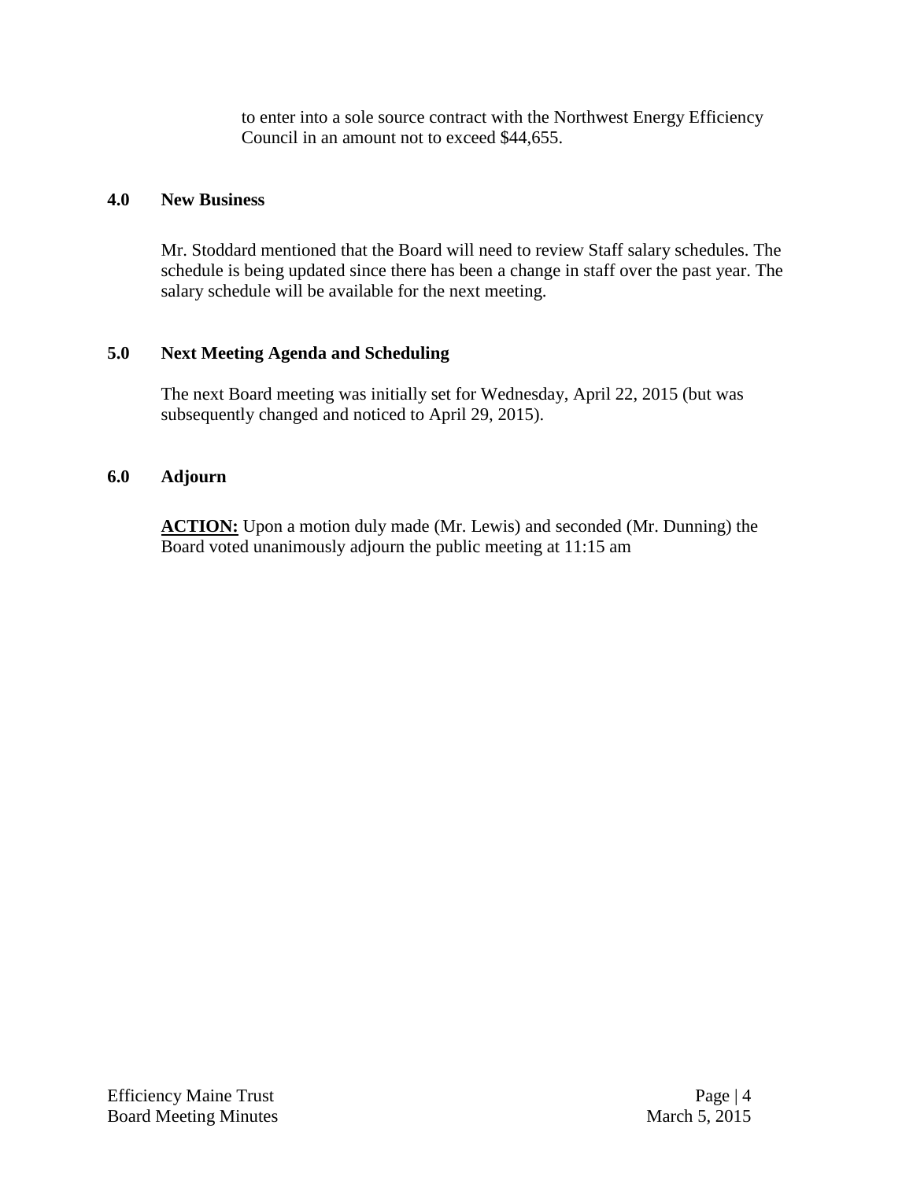to enter into a sole source contract with the Northwest Energy Efficiency Council in an amount not to exceed $44,655.

## 4.0 New Business

Mr. Stoddard mentioned that the Board will need to review Staff salary schedules. The schedule is being updated since there has been a change in staff over the past year. The salary schedule will be available for the next meeting.

## 5.0 Next Meeting Agenda and Scheduling

The next Board meeting was initially set for Wednesday, April 22, 2015 (but was subsequently changed and noticed to April 29, 2015).

## 6.0 Adjourn

**ACTION:** Upon a motion duly made (Mr. Lewis) and seconded (Mr. Dunning) the Board voted unanimously adjourn the public meeting at 11:15 am